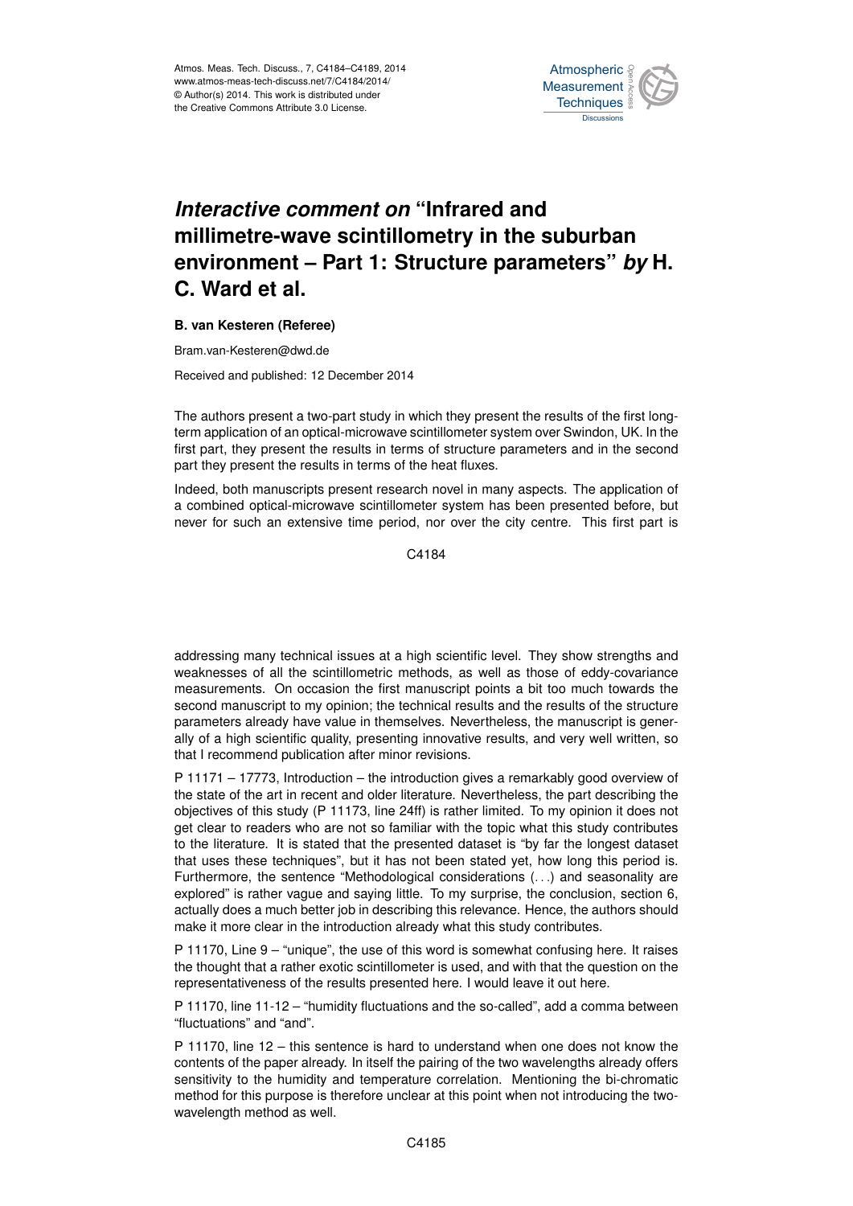# *Interactive comment on* "Infrared and millimetre-wave scintillometry in the suburban environment – Part 1: Structure parameters" *by* H. C. Ward et al.

**B. van Kesteren (Referee)**

Bram.van-Kesteren@dwd.de

Received and published: 12 December 2014

The authors present a two-part study in which they present the results of the first long-term application of an optical-microwave scintillometer system over Swindon, UK. In the first part, they present the results in terms of structure parameters and in the second part they present the results in terms of the heat fluxes.

Indeed, both manuscripts present research novel in many aspects. The application of a combined optical-microwave scintillometer system has been presented before, but never for such an extensive time period, nor over the city centre. This first part is addressing many technical issues at a high scientific level. They show strengths and weaknesses of all the scintillometric methods, as well as those of eddy-covariance measurements. On occasion the first manuscript points a bit too much towards the second manuscript to my opinion; the technical results and the results of the structure parameters already have value in themselves. Nevertheless, the manuscript is generally of a high scientific quality, presenting innovative results, and very well written, so that I recommend publication after minor revisions.

P 11171 – 17773, Introduction – the introduction gives a remarkably good overview of the state of the art in recent and older literature. Nevertheless, the part describing the objectives of this study (P 11173, line 24ff) is rather limited. To my opinion it does not get clear to readers who are not so familiar with the topic what this study contributes to the literature. It is stated that the presented dataset is "by far the longest dataset that uses these techniques", but it has not been stated yet, how long this period is. Furthermore, the sentence "Methodological considerations (. . .) and seasonality are explored" is rather vague and saying little. To my surprise, the conclusion, section 6, actually does a much better job in describing this relevance. Hence, the authors should make it more clear in the introduction already what this study contributes.

P 11170, Line 9 – "unique", the use of this word is somewhat confusing here. It raises the thought that a rather exotic scintillometer is used, and with that the question on the representativeness of the results presented here. I would leave it out here.

P 11170, line 11-12 – "humidity fluctuations and the so-called", add a comma between "fluctuations" and "and".

P 11170, line 12 – this sentence is hard to understand when one does not know the contents of the paper already. In itself the pairing of the two wavelengths already offers sensitivity to the humidity and temperature correlation. Mentioning the bi-chromatic method for this purpose is therefore unclear at this point when not introducing the two-wavelength method as well.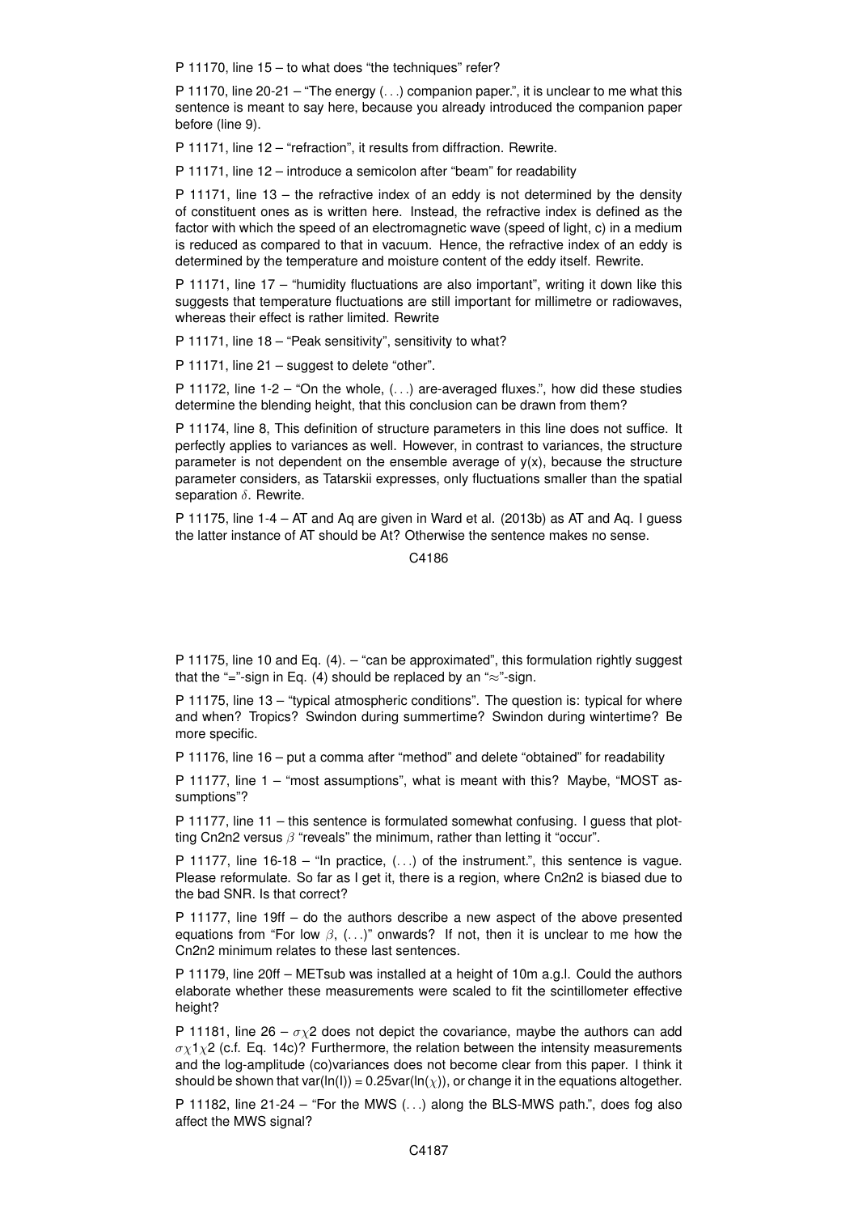P 11170, line 15 – to what does "the techniques" refer?

P 11170, line 20-21 – "The energy (. . .) companion paper.", it is unclear to me what this sentence is meant to say here, because you already introduced the companion paper before (line 9).

P 11171, line 12 – "refraction", it results from diffraction. Rewrite.

P 11171, line 12 – introduce a semicolon after "beam" for readability

P 11171, line 13 – the refractive index of an eddy is not determined by the density of constituent ones as is written here. Instead, the refractive index is defined as the factor with which the speed of an electromagnetic wave (speed of light, c) in a medium is reduced as compared to that in vacuum. Hence, the refractive index of an eddy is determined by the temperature and moisture content of the eddy itself. Rewrite.

P 11171, line 17 – "humidity fluctuations are also important", writing it down like this suggests that temperature fluctuations are still important for millimetre or radiowaves, whereas their effect is rather limited. Rewrite

P 11171, line 18 – "Peak sensitivity", sensitivity to what?

P 11171, line 21 – suggest to delete "other".

P 11172, line 1-2 – "On the whole, (. . .) are-averaged fluxes.", how did these studies determine the blending height, that this conclusion can be drawn from them?

P 11174, line 8, This definition of structure parameters in this line does not suffice. It perfectly applies to variances as well. However, in contrast to variances, the structure parameter is not dependent on the ensemble average of y(x), because the structure parameter considers, as Tatarskii expresses, only fluctuations smaller than the spatial separation $\delta$. Rewrite.

P 11175, line 1-4 – AT and Aq are given in Ward et al. (2013b) as AT and Aq. I guess the latter instance of AT should be At? Otherwise the sentence makes no sense.

P 11175, line 10 and Eq. (4). – "can be approximated", this formulation rightly suggest that the "="-sign in Eq. (4) should be replaced by an "$\approx$"-sign.

P 11175, line 13 – "typical atmospheric conditions". The question is: typical for where and when? Tropics? Swindon during summertime? Swindon during wintertime? Be more specific.

P 11176, line 16 – put a comma after "method" and delete "obtained" for readability

P 11177, line 1 – "most assumptions", what is meant with this? Maybe, "MOST assumptions"?

P 11177, line 11 – this sentence is formulated somewhat confusing. I guess that plotting Cn2n2 versus $\beta$ "reveals" the minimum, rather than letting it "occur".

P 11177, line 16-18 – "In practice, (. . .) of the instrument.", this sentence is vague. Please reformulate. So far as I get it, there is a region, where Cn2n2 is biased due to the bad SNR. Is that correct?

P 11177, line 19ff – do the authors describe a new aspect of the above presented equations from "For low $\beta$, (. . .)" onwards? If not, then it is unclear to me how the Cn2n2 minimum relates to these last sentences.

P 11179, line 20ff – METsub was installed at a height of 10m a.g.l. Could the authors elaborate whether these measurements were scaled to fit the scintillometer effective height?

P 11181, line 26 – $\sigma\chi2$ does not depict the covariance, maybe the authors can add $\sigma\chi1\chi2$ (c.f. Eq. 14c)? Furthermore, the relation between the intensity measurements and the log-amplitude (co)variances does not become clear from this paper. I think it should be shown that var(ln(I)) = 0.25var(ln($\chi$)), or change it in the equations altogether.

P 11182, line 21-24 – "For the MWS (. . .) along the BLS-MWS path.", does fog also affect the MWS signal?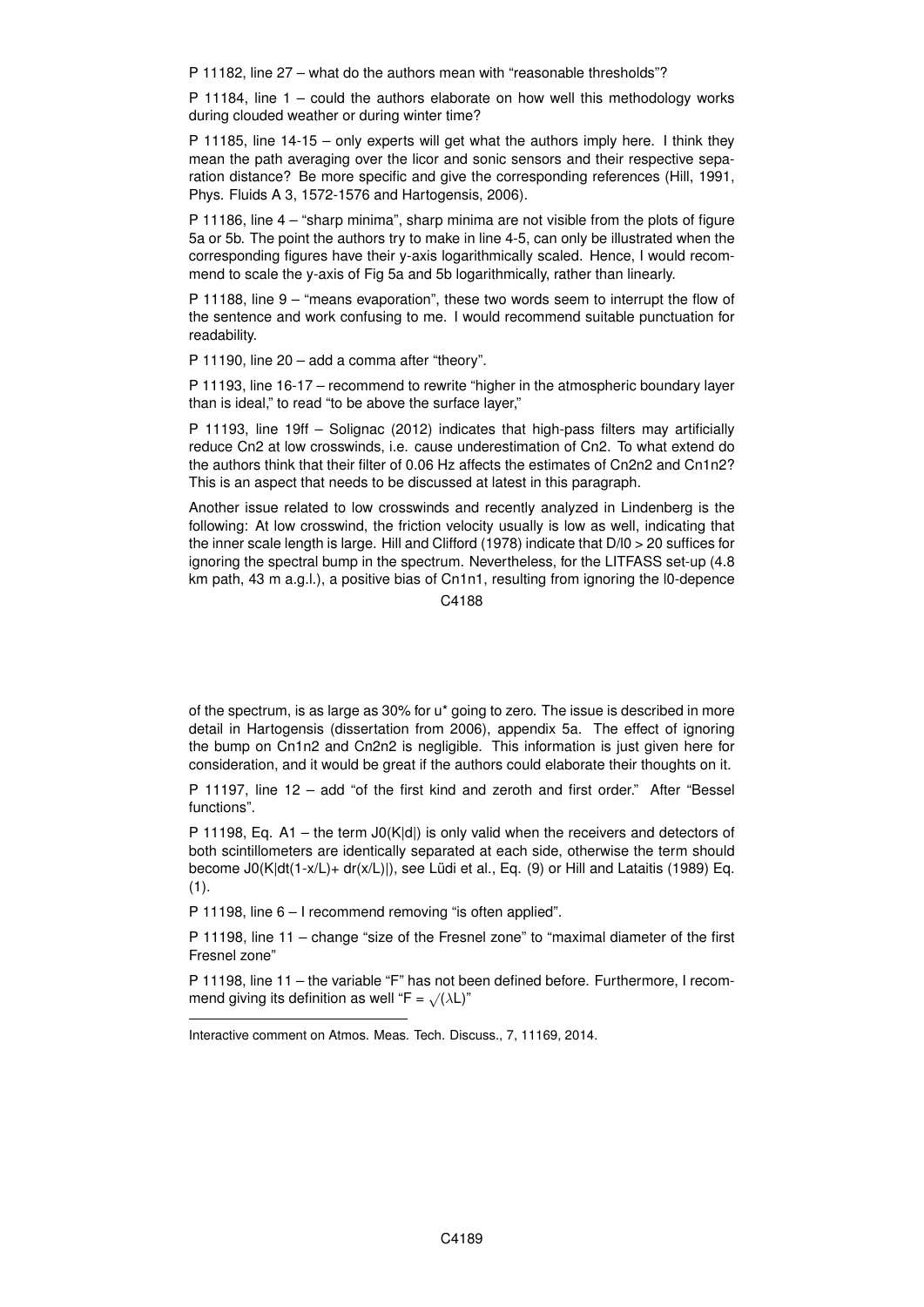P 11182, line 27 – what do the authors mean with "reasonable thresholds"?

P 11184, line 1 – could the authors elaborate on how well this methodology works during clouded weather or during winter time?

P 11185, line 14-15 – only experts will get what the authors imply here. I think they mean the path averaging over the licor and sonic sensors and their respective separation distance? Be more specific and give the corresponding references (Hill, 1991, Phys. Fluids A 3, 1572-1576 and Hartogensis, 2006).

P 11186, line 4 – "sharp minima", sharp minima are not visible from the plots of figure 5a or 5b. The point the authors try to make in line 4-5, can only be illustrated when the corresponding figures have their y-axis logarithmically scaled. Hence, I would recommend to scale the y-axis of Fig 5a and 5b logarithmically, rather than linearly.

P 11188, line 9 – "means evaporation", these two words seem to interrupt the flow of the sentence and work confusing to me. I would recommend suitable punctuation for readability.

P 11190, line 20 – add a comma after "theory".

P 11193, line 16-17 – recommend to rewrite "higher in the atmospheric boundary layer than is ideal," to read "to be above the surface layer,"

P 11193, line 19ff – Solignac (2012) indicates that high-pass filters may artificially reduce Cn2 at low crosswinds, i.e. cause underestimation of Cn2. To what extend do the authors think that their filter of 0.06 Hz affects the estimates of Cn2n2 and Cn1n2? This is an aspect that needs to be discussed at latest in this paragraph.

Another issue related to low crosswinds and recently analyzed in Lindenberg is the following: At low crosswind, the friction velocity usually is low as well, indicating that the inner scale length is large. Hill and Clifford (1978) indicate that D/l0 > 20 suffices for ignoring the spectral bump in the spectrum. Nevertheless, for the LITFASS set-up (4.8 km path, 43 m a.g.l.), a positive bias of Cn1n1, resulting from ignoring the l0-depence of the spectrum, is as large as 30% for u* going to zero. The issue is described in more detail in Hartogensis (dissertation from 2006), appendix 5a. The effect of ignoring the bump on Cn1n2 and Cn2n2 is negligible. This information is just given here for consideration, and it would be great if the authors could elaborate their thoughts on it.

P 11197, line 12 – add "of the first kind and zeroth and first order." After "Bessel functions".

P 11198, Eq. A1 – the term J0(K|d|) is only valid when the receivers and detectors of both scintillometers are identically separated at each side, otherwise the term should become J0(K|dt(1-x/L)+ dr(x/L)|), see Lüdi et al., Eq. (9) or Hill and Lataitis (1989) Eq. (1).

P 11198, line 6 – I recommend removing "is often applied".

P 11198, line 11 – change "size of the Fresnel zone" to "maximal diameter of the first Fresnel zone"

P 11198, line 11 – the variable "F" has not been defined before. Furthermore, I recommend giving its definition as well "$F = \sqrt{(\lambda L)}$"

---

Interactive comment on Atmos. Meas. Tech. Discuss., 7, 11169, 2014.